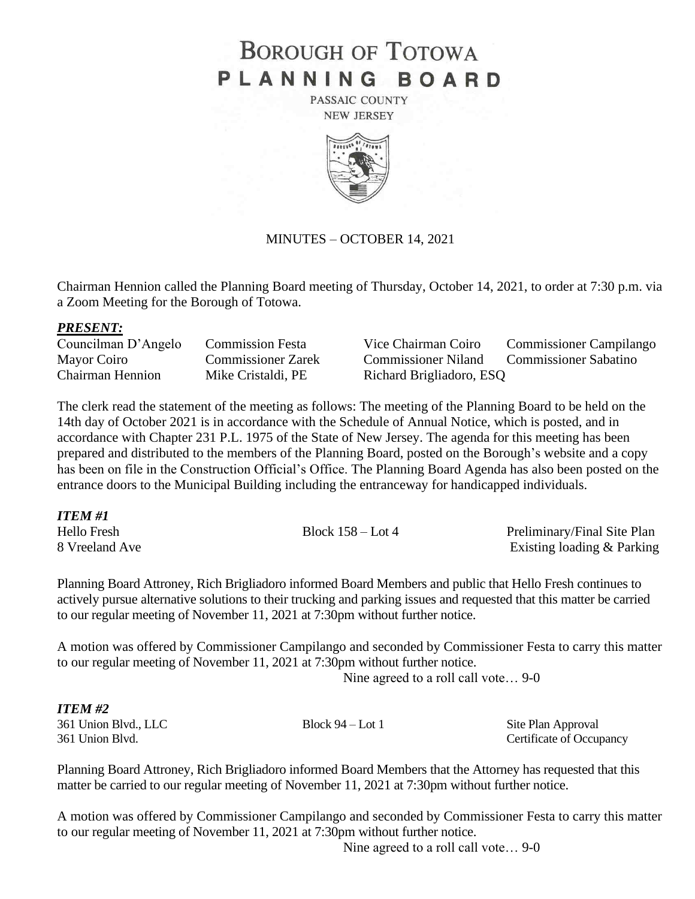# BOROUGH OF TOTOWA
# PLANNING BOARD

PASSAIC COUNTY
NEW JERSEY

MINUTES – OCTOBER 14, 2021

Chairman Hennion called the Planning Board meeting of Thursday, October 14, 2021, to order at 7:30 p.m. via a Zoom Meeting for the Borough of Totowa.

***PRESENT:***

| | | | |
|---|---|---|---|
| Councilman D'Angelo | Commission Festa | Vice Chairman Coiro | Commissioner Campilango |
| Mayor Coiro | Commissioner Zarek | Commissioner Niland | Commissioner Sabatino |
| Chairman Hennion | Mike Cristaldi, PE | Richard Brigliadoro, ESQ | |

The clerk read the statement of the meeting as follows: The meeting of the Planning Board to be held on the 14th day of October 2021 is in accordance with the Schedule of Annual Notice, which is posted, and in accordance with Chapter 231 P.L. 1975 of the State of New Jersey. The agenda for this meeting has been prepared and distributed to the members of the Planning Board, posted on the Borough's website and a copy has been on file in the Construction Official's Office. The Planning Board Agenda has also been posted on the entrance doors to the Municipal Building including the entranceway for handicapped individuals.

***ITEM #1***

| | | |
|---|---|---|
| Hello Fresh | Block 158 – Lot 4 | Preliminary/Final Site Plan |
| 8 Vreeland Ave | | Existing loading & Parking |

Planning Board Attroney, Rich Brigliadoro informed Board Members and public that Hello Fresh continues to actively pursue alternative solutions to their trucking and parking issues and requested that this matter be carried to our regular meeting of November 11, 2021 at 7:30pm without further notice.

A motion was offered by Commissioner Campilango and seconded by Commissioner Festa to carry this matter to our regular meeting of November 11, 2021 at 7:30pm without further notice.

Nine agreed to a roll call vote… 9-0

***ITEM #2***

| | | |
|---|---|---|
| 361 Union Blvd., LLC | Block 94 – Lot 1 | Site Plan Approval |
| 361 Union Blvd. | | Certificate of Occupancy |

Planning Board Attroney, Rich Brigliadoro informed Board Members that the Attorney has requested that this matter be carried to our regular meeting of November 11, 2021 at 7:30pm without further notice.

A motion was offered by Commissioner Campilango and seconded by Commissioner Festa to carry this matter to our regular meeting of November 11, 2021 at 7:30pm without further notice.

Nine agreed to a roll call vote… 9-0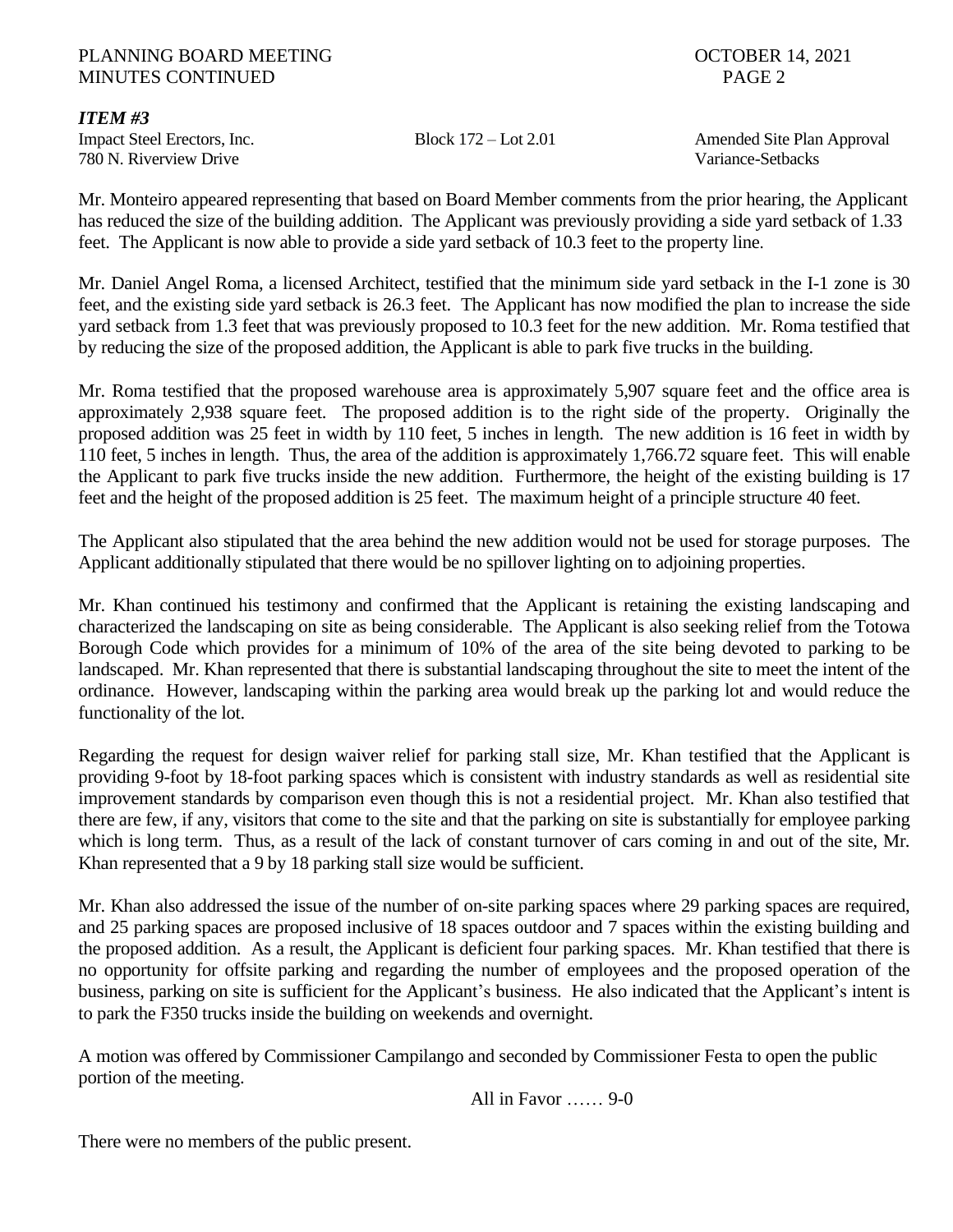### *ITEM #3*

Impact Steel Erectors, Inc. Block 172 – Lot 2.01 Amended Site Plan Approval
780 N. Riverview Drive Variance-Setbacks

Mr. Monteiro appeared representing that based on Board Member comments from the prior hearing, the Applicant has reduced the size of the building addition. The Applicant was previously providing a side yard setback of 1.33 feet. The Applicant is now able to provide a side yard setback of 10.3 feet to the property line.

Mr. Daniel Angel Roma, a licensed Architect, testified that the minimum side yard setback in the I-1 zone is 30 feet, and the existing side yard setback is 26.3 feet. The Applicant has now modified the plan to increase the side yard setback from 1.3 feet that was previously proposed to 10.3 feet for the new addition. Mr. Roma testified that by reducing the size of the proposed addition, the Applicant is able to park five trucks in the building.

Mr. Roma testified that the proposed warehouse area is approximately 5,907 square feet and the office area is approximately 2,938 square feet. The proposed addition is to the right side of the property. Originally the proposed addition was 25 feet in width by 110 feet, 5 inches in length. The new addition is 16 feet in width by 110 feet, 5 inches in length. Thus, the area of the addition is approximately 1,766.72 square feet. This will enable the Applicant to park five trucks inside the new addition. Furthermore, the height of the existing building is 17 feet and the height of the proposed addition is 25 feet. The maximum height of a principle structure 40 feet.

The Applicant also stipulated that the area behind the new addition would not be used for storage purposes. The Applicant additionally stipulated that there would be no spillover lighting on to adjoining properties.

Mr. Khan continued his testimony and confirmed that the Applicant is retaining the existing landscaping and characterized the landscaping on site as being considerable. The Applicant is also seeking relief from the Totowa Borough Code which provides for a minimum of 10% of the area of the site being devoted to parking to be landscaped. Mr. Khan represented that there is substantial landscaping throughout the site to meet the intent of the ordinance. However, landscaping within the parking area would break up the parking lot and would reduce the functionality of the lot.

Regarding the request for design waiver relief for parking stall size, Mr. Khan testified that the Applicant is providing 9-foot by 18-foot parking spaces which is consistent with industry standards as well as residential site improvement standards by comparison even though this is not a residential project. Mr. Khan also testified that there are few, if any, visitors that come to the site and that the parking on site is substantially for employee parking which is long term. Thus, as a result of the lack of constant turnover of cars coming in and out of the site, Mr. Khan represented that a 9 by 18 parking stall size would be sufficient.

Mr. Khan also addressed the issue of the number of on-site parking spaces where 29 parking spaces are required, and 25 parking spaces are proposed inclusive of 18 spaces outdoor and 7 spaces within the existing building and the proposed addition. As a result, the Applicant is deficient four parking spaces. Mr. Khan testified that there is no opportunity for offsite parking and regarding the number of employees and the proposed operation of the business, parking on site is sufficient for the Applicant's business. He also indicated that the Applicant's intent is to park the F350 trucks inside the building on weekends and overnight.

A motion was offered by Commissioner Campilango and seconded by Commissioner Festa to open the public portion of the meeting.

All in Favor …… 9-0

There were no members of the public present.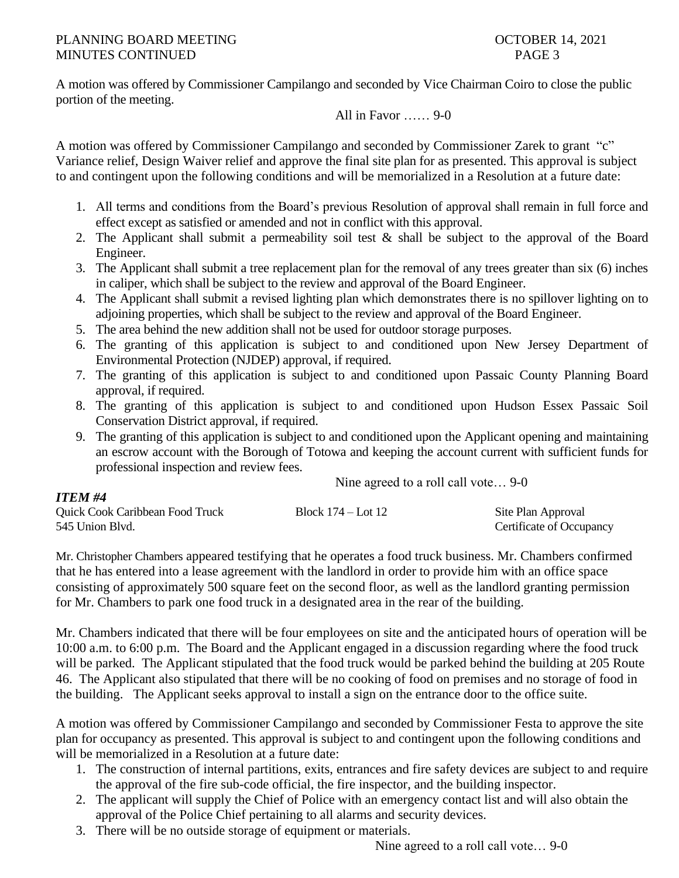A motion was offered by Commissioner Campilango and seconded by Vice Chairman Coiro to close the public portion of the meeting.

All in Favor …… 9-0

A motion was offered by Commissioner Campilango and seconded by Commissioner Zarek to grant "c" Variance relief, Design Waiver relief and approve the final site plan for as presented. This approval is subject to and contingent upon the following conditions and will be memorialized in a Resolution at a future date:

1. All terms and conditions from the Board's previous Resolution of approval shall remain in full force and effect except as satisfied or amended and not in conflict with this approval.
2. The Applicant shall submit a permeability soil test & shall be subject to the approval of the Board Engineer.
3. The Applicant shall submit a tree replacement plan for the removal of any trees greater than six (6) inches in caliper, which shall be subject to the review and approval of the Board Engineer.
4. The Applicant shall submit a revised lighting plan which demonstrates there is no spillover lighting on to adjoining properties, which shall be subject to the review and approval of the Board Engineer.
5. The area behind the new addition shall not be used for outdoor storage purposes.
6. The granting of this application is subject to and conditioned upon New Jersey Department of Environmental Protection (NJDEP) approval, if required.
7. The granting of this application is subject to and conditioned upon Passaic County Planning Board approval, if required.
8. The granting of this application is subject to and conditioned upon Hudson Essex Passaic Soil Conservation District approval, if required.
9. The granting of this application is subject to and conditioned upon the Applicant opening and maintaining an escrow account with the Borough of Totowa and keeping the account current with sufficient funds for professional inspection and review fees.

Nine agreed to a roll call vote… 9-0

***ITEM #4***

| Quick Cook Caribbean Food Truck | Block 174 – Lot 12 | Site Plan Approval |
|---|---|---|
| 545 Union Blvd. | | Certificate of Occupancy |

Mr. Christopher Chambers appeared testifying that he operates a food truck business. Mr. Chambers confirmed that he has entered into a lease agreement with the landlord in order to provide him with an office space consisting of approximately 500 square feet on the second floor, as well as the landlord granting permission for Mr. Chambers to park one food truck in a designated area in the rear of the building.

Mr. Chambers indicated that there will be four employees on site and the anticipated hours of operation will be 10:00 a.m. to 6:00 p.m. The Board and the Applicant engaged in a discussion regarding where the food truck will be parked. The Applicant stipulated that the food truck would be parked behind the building at 205 Route 46. The Applicant also stipulated that there will be no cooking of food on premises and no storage of food in the building. The Applicant seeks approval to install a sign on the entrance door to the office suite.

A motion was offered by Commissioner Campilango and seconded by Commissioner Festa to approve the site plan for occupancy as presented. This approval is subject to and contingent upon the following conditions and will be memorialized in a Resolution at a future date:

1. The construction of internal partitions, exits, entrances and fire safety devices are subject to and require the approval of the fire sub-code official, the fire inspector, and the building inspector.
2. The applicant will supply the Chief of Police with an emergency contact list and will also obtain the approval of the Police Chief pertaining to all alarms and security devices.
3. There will be no outside storage of equipment or materials.

Nine agreed to a roll call vote… 9-0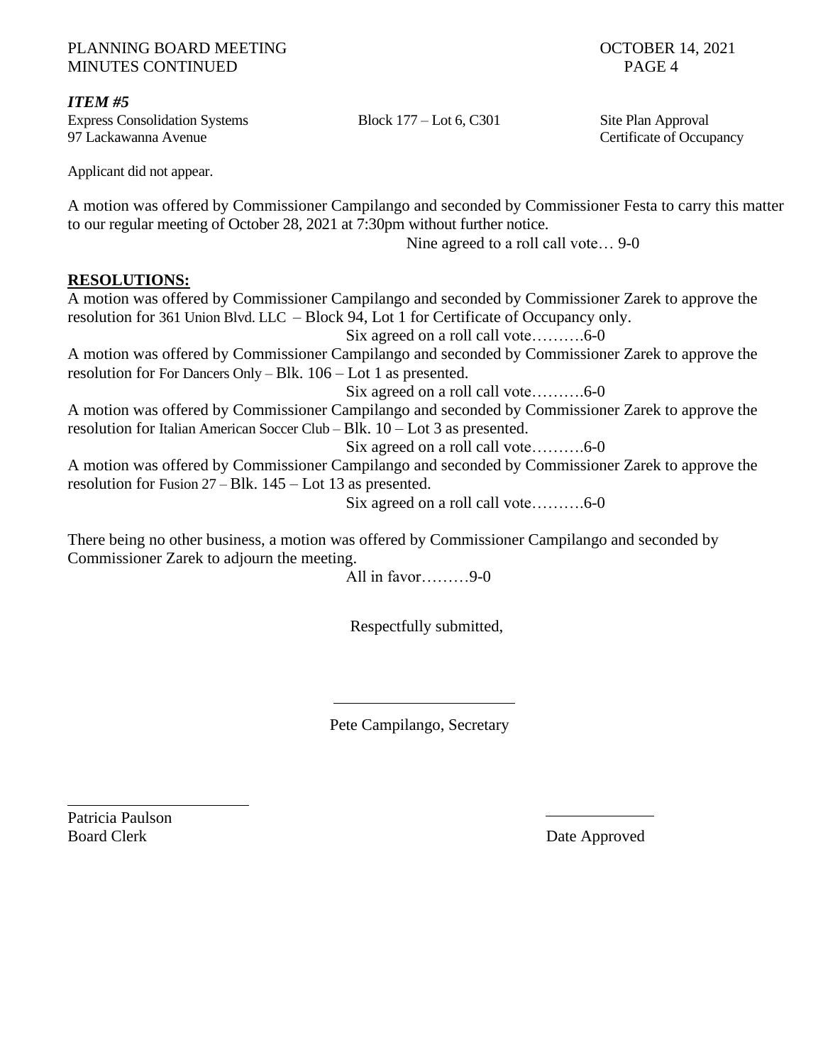***ITEM #5***

Express Consolidation Systems    Block 177 – Lot 6, C301    Site Plan Approval
97 Lackawanna Avenue    Certificate of Occupancy

Applicant did not appear.

A motion was offered by Commissioner Campilango and seconded by Commissioner Festa to carry this matter to our regular meeting of October 28, 2021 at 7:30pm without further notice.

Nine agreed to a roll call vote… 9-0

**RESOLUTIONS:**

A motion was offered by Commissioner Campilango and seconded by Commissioner Zarek to approve the resolution for 361 Union Blvd. LLC – Block 94, Lot 1 for Certificate of Occupancy only.

Six agreed on a roll call vote……….6-0

A motion was offered by Commissioner Campilango and seconded by Commissioner Zarek to approve the resolution for For Dancers Only – Blk. 106 – Lot 1 as presented.

Six agreed on a roll call vote……….6-0

A motion was offered by Commissioner Campilango and seconded by Commissioner Zarek to approve the resolution for Italian American Soccer Club – Blk. 10 – Lot 3 as presented.

Six agreed on a roll call vote……….6-0

A motion was offered by Commissioner Campilango and seconded by Commissioner Zarek to approve the resolution for Fusion 27 – Blk. 145 – Lot 13 as presented.

Six agreed on a roll call vote……….6-0

There being no other business, a motion was offered by Commissioner Campilango and seconded by Commissioner Zarek to adjourn the meeting.

All in favor………9-0

Respectfully submitted,

Pete Campilango, Secretary

Patricia Paulson
Board Clerk

Date Approved